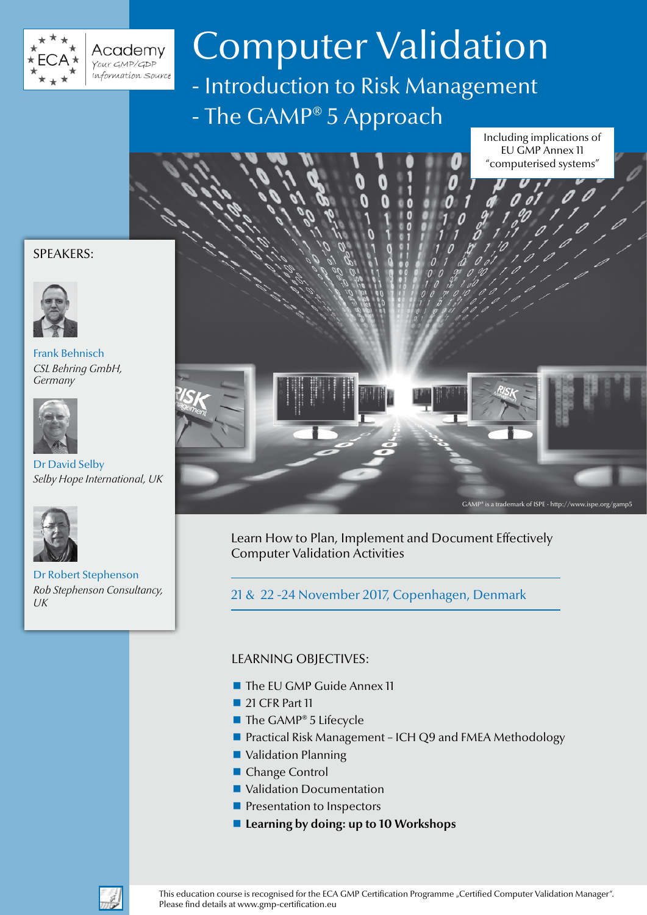ECA Academy
Your GMP/GDP Information Source

# Computer Validation

## - Introduction to Risk Management
## - The GAMP® 5 Approach

Including implications of EU GMP Annex 11 "computerised systems"

SPEAKERS:

Frank Behnisch
*CSL Behring GmbH, Germany*

Dr David Selby
*Selby Hope International, UK*

Dr Robert Stephenson
*Rob Stephenson Consultancy, UK*

GAMP® is a trademark of ISPE - http://www.ispe.org/gamp5

Learn How to Plan, Implement and Document Effectively Computer Validation Activities

21 & 22 -24 November 2017, Copenhagen, Denmark

LEARNING OBJECTIVES:

- The EU GMP Guide Annex 11
- 21 CFR Part 11
- The GAMP® 5 Lifecycle
- Practical Risk Management – ICH Q9 and FMEA Methodology
- Validation Planning
- Change Control
- Validation Documentation
- Presentation to Inspectors
- **Learning by doing: up to 10 Workshops**

This education course is recognised for the ECA GMP Certification Programme „Certified Computer Validation Manager". Please find details at www.gmp-certification.eu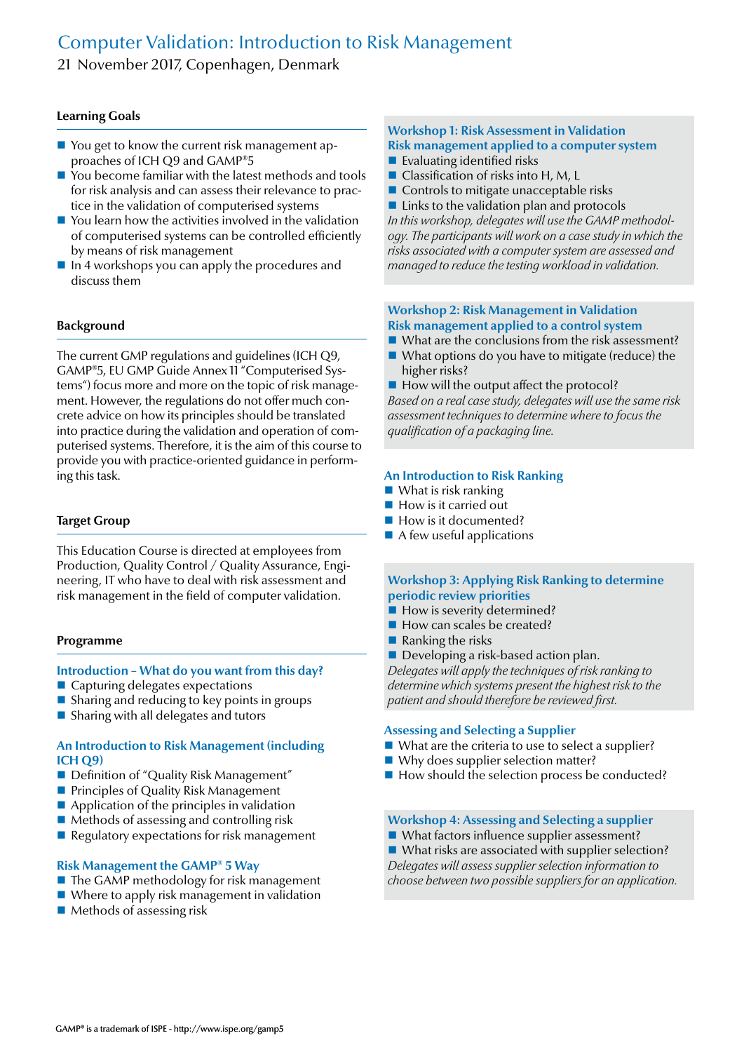# Computer Validation: Introduction to Risk Management

21 November 2017, Copenhagen, Denmark

## Learning Goals

- You get to know the current risk management approaches of ICH Q9 and GAMP®5
- You become familiar with the latest methods and tools for risk analysis and can assess their relevance to practice in the validation of computerised systems
- You learn how the activities involved in the validation of computerised systems can be controlled efficiently by means of risk management
- In 4 workshops you can apply the procedures and discuss them

## Background

The current GMP regulations and guidelines (ICH Q9, GAMP®5, EU GMP Guide Annex 11 "Computerised Systems") focus more and more on the topic of risk management. However, the regulations do not offer much concrete advice on how its principles should be translated into practice during the validation and operation of computerised systems. Therefore, it is the aim of this course to provide you with practice-oriented guidance in performing this task.

## Target Group

This Education Course is directed at employees from Production, Quality Control / Quality Assurance, Engineering, IT who have to deal with risk assessment and risk management in the field of computer validation.

## Programme

### Introduction – What do you want from this day?

- Capturing delegates expectations
- Sharing and reducing to key points in groups
- Sharing with all delegates and tutors

### An Introduction to Risk Management (including ICH Q9)

- Definition of "Quality Risk Management"
- Principles of Quality Risk Management
- Application of the principles in validation
- Methods of assessing and controlling risk
- Regulatory expectations for risk management

### Risk Management the GAMP® 5 Way

- The GAMP methodology for risk management
- Where to apply risk management in validation
- Methods of assessing risk

### Workshop 1: Risk Assessment in Validation Risk management applied to a computer system

- Evaluating identified risks
- Classification of risks into H, M, L
- Controls to mitigate unacceptable risks
- Links to the validation plan and protocols

*In this workshop, delegates will use the GAMP methodology. The participants will work on a case study in which the risks associated with a computer system are assessed and managed to reduce the testing workload in validation.*

### Workshop 2: Risk Management in Validation Risk management applied to a control system

- What are the conclusions from the risk assessment?
- What options do you have to mitigate (reduce) the higher risks?
- How will the output affect the protocol?

*Based on a real case study, delegates will use the same risk assessment techniques to determine where to focus the qualification of a packaging line.*

### An Introduction to Risk Ranking

- What is risk ranking
- How is it carried out
- How is it documented?
- A few useful applications

### Workshop 3: Applying Risk Ranking to determine periodic review priorities

- How is severity determined?
- How can scales be created?
- Ranking the risks
- Developing a risk-based action plan.

*Delegates will apply the techniques of risk ranking to determine which systems present the highest risk to the patient and should therefore be reviewed first.*

### Assessing and Selecting a Supplier

- What are the criteria to use to select a supplier?
- Why does supplier selection matter?
- How should the selection process be conducted?

### Workshop 4: Assessing and Selecting a supplier

- What factors influence supplier assessment?
- What risks are associated with supplier selection?

*Delegates will assess supplier selection information to choose between two possible suppliers for an application.*

GAMP® is a trademark of ISPE - http://www.ispe.org/gamp5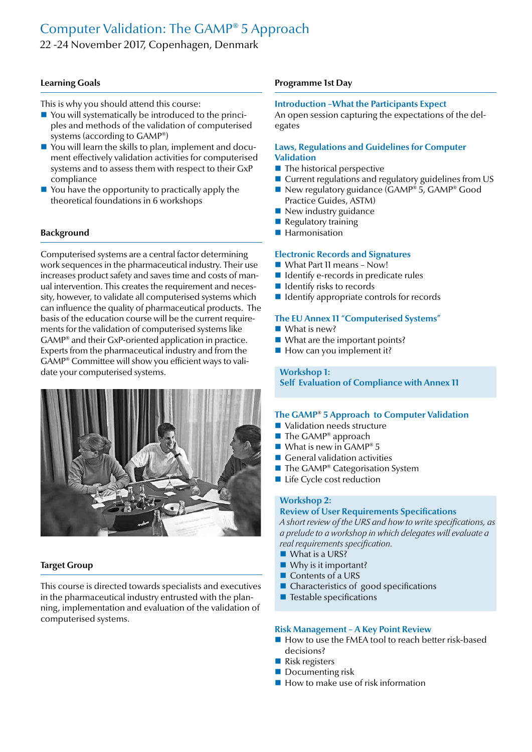# Computer Validation: The GAMP® 5 Approach

22 -24 November 2017, Copenhagen, Denmark

## Learning Goals

This is why you should attend this course:

- You will systematically be introduced to the principles and methods of the validation of computerised systems (according to GAMP®)
- You will learn the skills to plan, implement and document effectively validation activities for computerised systems and to assess them with respect to their GxP compliance
- You have the opportunity to practically apply the theoretical foundations in 6 workshops

## Background

Computerised systems are a central factor determining work sequences in the pharmaceutical industry. Their use increases product safety and saves time and costs of manual intervention. This creates the requirement and necessity, however, to validate all computerised systems which can influence the quality of pharmaceutical products. The basis of the education course will be the current requirements for the validation of computerised systems like GAMP® and their GxP-oriented application in practice. Experts from the pharmaceutical industry and from the GAMP® Committee will show you efficient ways to validate your computerised systems.

## Target Group

This course is directed towards specialists and executives in the pharmaceutical industry entrusted with the planning, implementation and evaluation of the validation of computerised systems.

## Programme 1st Day

### Introduction –What the Participants Expect

An open session capturing the expectations of the delegates

### Laws, Regulations and Guidelines for Computer Validation

- The historical perspective
- Current regulations and regulatory guidelines from US
- New regulatory guidance (GAMP® 5, GAMP® Good Practice Guides, ASTM)
- New industry guidance
- Regulatory training
- Harmonisation

### Electronic Records and Signatures

- What Part 11 means – Now!
- Identify e-records in predicate rules
- Identify risks to records
- Identify appropriate controls for records

### The EU Annex 11 "Computerised Systems"

- What is new?
- What are the important points?
- How can you implement it?

### Workshop 1: Self Evaluation of Compliance with Annex 11

### The GAMP® 5 Approach to Computer Validation

- Validation needs structure
- The GAMP® approach
- What is new in GAMP® 5
- General validation activities
- The GAMP® Categorisation System
- Life Cycle cost reduction

### Workshop 2: Review of User Requirements Specifications

*A short review of the URS and how to write specifications, as a prelude to a workshop in which delegates will evaluate a real requirements specification.*

- What is a URS?
- Why is it important?
- Contents of a URS
- Characteristics of good specifications
- Testable specifications

### Risk Management – A Key Point Review

- How to use the FMEA tool to reach better risk-based decisions?
- Risk registers
- Documenting risk
- How to make use of risk information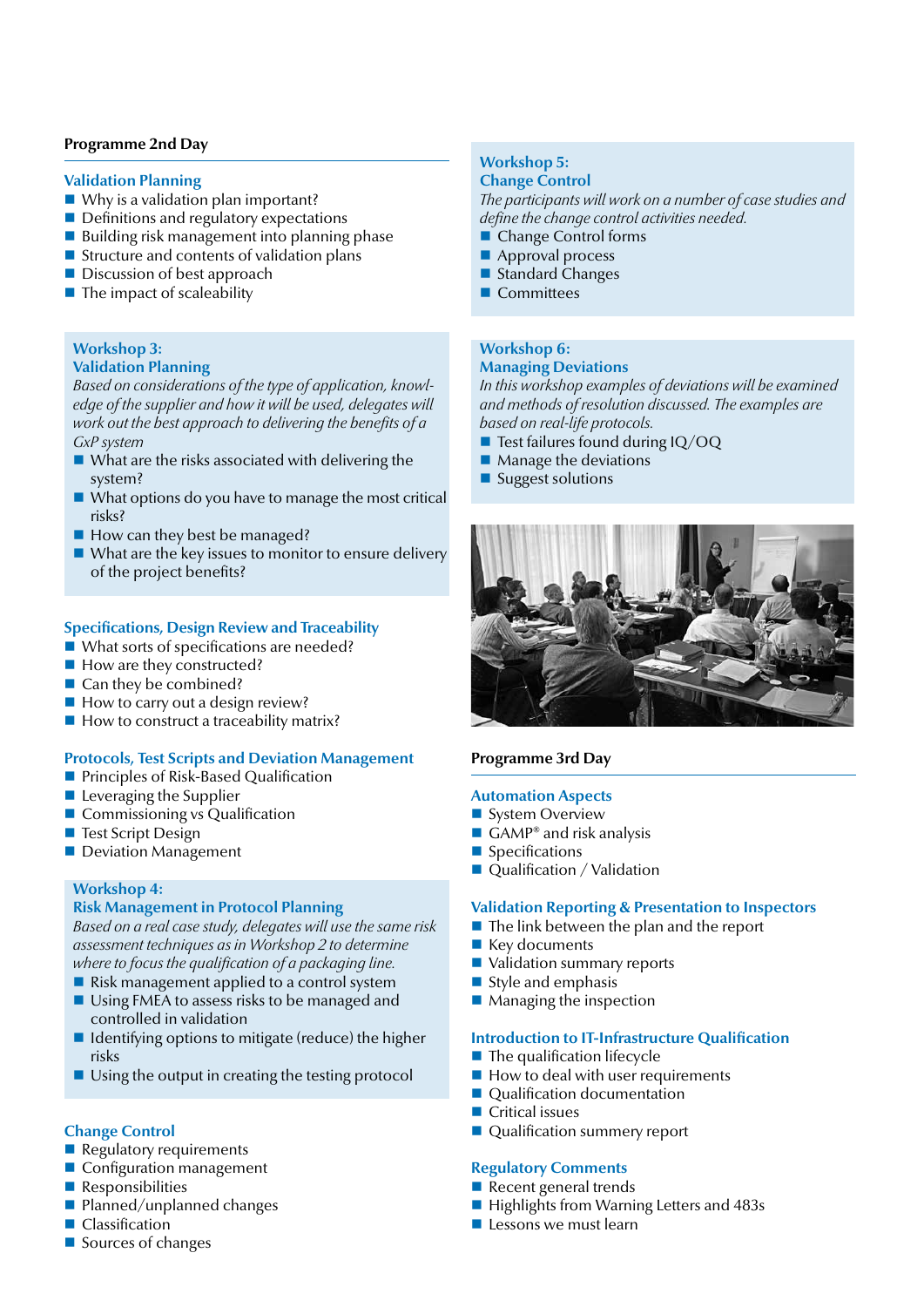## Programme 2nd Day

### Validation Planning

- Why is a validation plan important?
- Definitions and regulatory expectations
- Building risk management into planning phase
- Structure and contents of validation plans
- Discussion of best approach
- The impact of scaleability

### Workshop 3:
### Validation Planning

*Based on considerations of the type of application, knowledge of the supplier and how it will be used, delegates will work out the best approach to delivering the benefits of a GxP system*

- What are the risks associated with delivering the system?
- What options do you have to manage the most critical risks?
- How can they best be managed?
- What are the key issues to monitor to ensure delivery of the project benefits?

### Specifications, Design Review and Traceability

- What sorts of specifications are needed?
- How are they constructed?
- Can they be combined?
- How to carry out a design review?
- How to construct a traceability matrix?

### Protocols, Test Scripts and Deviation Management

- Principles of Risk-Based Qualification
- Leveraging the Supplier
- Commissioning vs Qualification
- Test Script Design
- Deviation Management

### Workshop 4:
### Risk Management in Protocol Planning

*Based on a real case study, delegates will use the same risk assessment techniques as in Workshop 2 to determine where to focus the qualification of a packaging line.*

- Risk management applied to a control system
- Using FMEA to assess risks to be managed and controlled in validation
- Identifying options to mitigate (reduce) the higher risks
- Using the output in creating the testing protocol

### Change Control

- Regulatory requirements
- Configuration management
- Responsibilities
- Planned/unplanned changes
- Classification
- Sources of changes

### Workshop 5:
### Change Control

*The participants will work on a number of case studies and define the change control activities needed.*

- Change Control forms
- Approval process
- Standard Changes
- Committees

### Workshop 6:
### Managing Deviations

*In this workshop examples of deviations will be examined and methods of resolution discussed. The examples are based on real-life protocols.*

- Test failures found during IQ/OQ
- Manage the deviations
- Suggest solutions

## Programme 3rd Day

### Automation Aspects

- System Overview
- GAMP® and risk analysis
- Specifications
- Qualification / Validation

### Validation Reporting & Presentation to Inspectors

- The link between the plan and the report
- Key documents
- Validation summary reports
- Style and emphasis
- Managing the inspection

### Introduction to IT-Infrastructure Qualification

- The qualification lifecycle
- How to deal with user requirements
- Qualification documentation
- Critical issues
- Qualification summery report

### Regulatory Comments

- Recent general trends
- Highlights from Warning Letters and 483s
- Lessons we must learn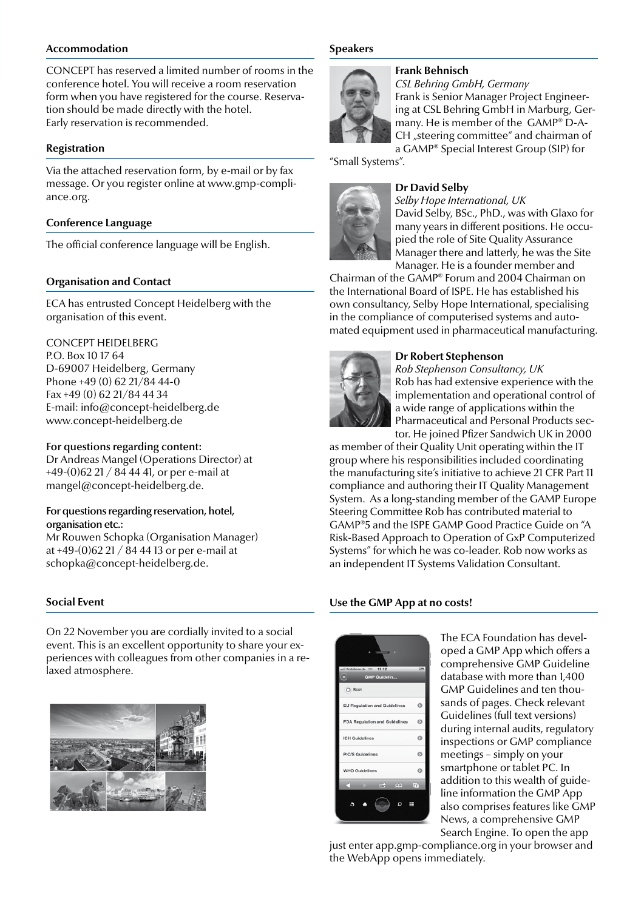## Accommodation

CONCEPT has reserved a limited number of rooms in the conference hotel. You will receive a room reservation form when you have registered for the course. Reservation should be made directly with the hotel.
Early reservation is recommended.

## Registration

Via the attached reservation form, by e-mail or by fax message. Or you register online at www.gmp-compliance.org.

## Conference Language

The official conference language will be English.

## Organisation and Contact

ECA has entrusted Concept Heidelberg with the organisation of this event.

CONCEPT HEIDELBERG
P.O. Box 10 17 64
D-69007 Heidelberg, Germany
Phone +49 (0) 62 21/84 44-0
Fax +49 (0) 62 21/84 44 34
E-mail: info@concept-heidelberg.de
www.concept-heidelberg.de

**For questions regarding content:**
Dr Andreas Mangel (Operations Director) at +49-(0)62 21 / 84 44 41, or per e-mail at mangel@concept-heidelberg.de.

**For questions regarding reservation, hotel, organisation etc.:**
Mr Rouwen Schopka (Organisation Manager) at +49-(0)62 21 / 84 44 13 or per e-mail at schopka@concept-heidelberg.de.

## Social Event

On 22 November you are cordially invited to a social event. This is an excellent opportunity to share your experiences with colleagues from other companies in a relaxed atmosphere.

## Speakers

**Frank Behnisch**
*CSL Behring GmbH, Germany*
Frank is Senior Manager Project Engineering at CSL Behring GmbH in Marburg, Germany. He is member of the GAMP® D-A-CH „steering committee" and chairman of a GAMP® Special Interest Group (SIP) for "Small Systems".

**Dr David Selby**
*Selby Hope International, UK*
David Selby, BSc., PhD., was with Glaxo for many years in different positions. He occupied the role of Site Quality Assurance Manager there and latterly, he was the Site Manager. He is a founder member and Chairman of the GAMP® Forum and 2004 Chairman on the International Board of ISPE. He has established his own consultancy, Selby Hope International, specialising in the compliance of computerised systems and automated equipment used in pharmaceutical manufacturing.

**Dr Robert Stephenson**
*Rob Stephenson Consultancy, UK*
Rob has had extensive experience with the implementation and operational control of a wide range of applications within the Pharmaceutical and Personal Products sector. He joined Pfizer Sandwich UK in 2000 as member of their Quality Unit operating within the IT group where his responsibilities included coordinating the manufacturing site's initiative to achieve 21 CFR Part 11 compliance and authoring their IT Quality Management System. As a long-standing member of the GAMP Europe Steering Committee Rob has contributed material to GAMP®5 and the ISPE GAMP Good Practice Guide on "A Risk-Based Approach to Operation of GxP Computerized Systems" for which he was co-leader. Rob now works as an independent IT Systems Validation Consultant.

## Use the GMP App at no costs!

The ECA Foundation has developed a GMP App which offers a comprehensive GMP Guideline database with more than 1,400 GMP Guidelines and ten thousands of pages. Check relevant Guidelines (full text versions) during internal audits, regulatory inspections or GMP compliance meetings – simply on your smartphone or tablet PC. In addition to this wealth of guideline information the GMP App also comprises features like GMP News, a comprehensive GMP Search Engine. To open the app just enter app.gmp-compliance.org in your browser and the WebApp opens immediately.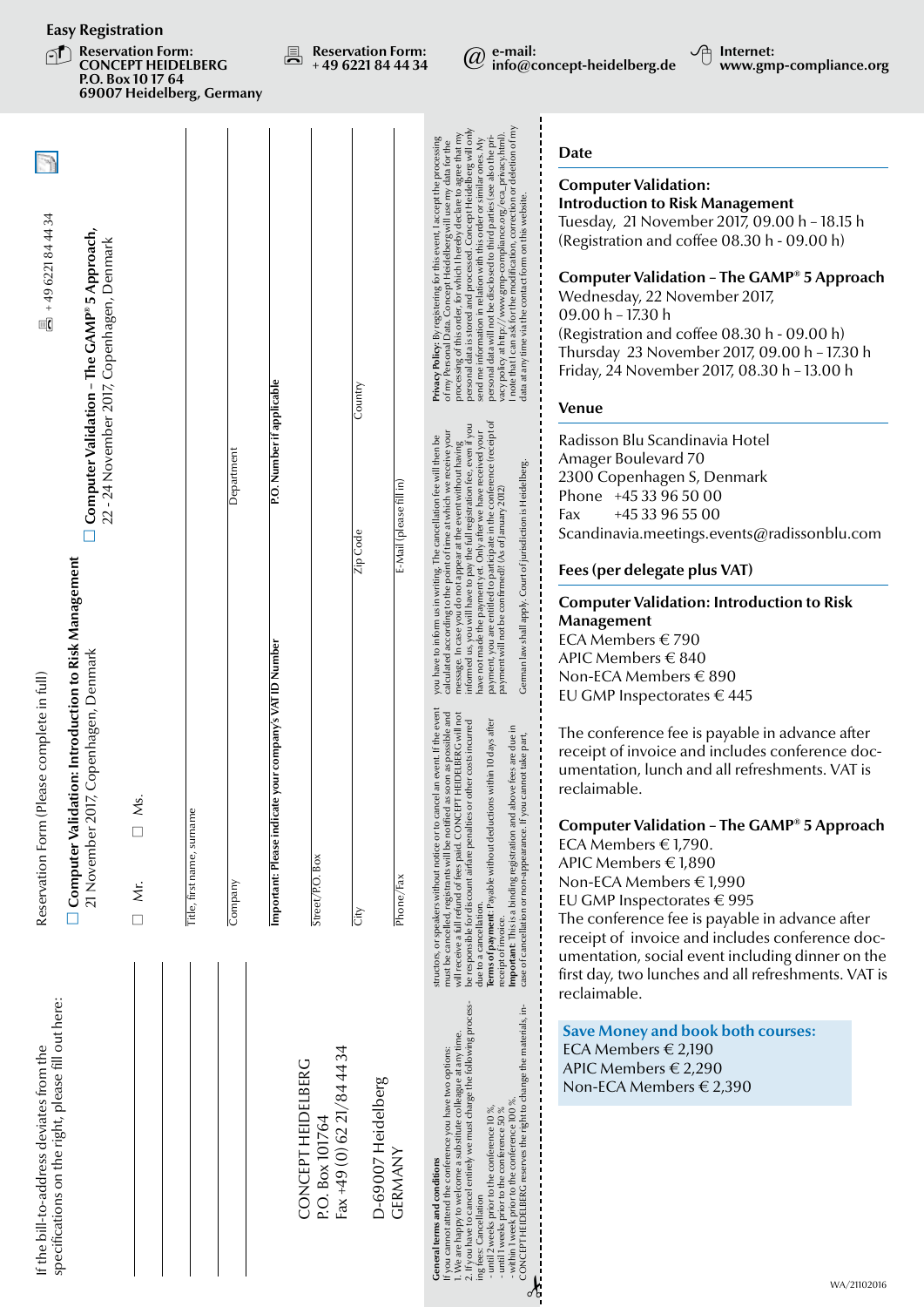## Easy Registration

Reservation Form:
CONCEPT HEIDELBERG
P.O. Box 10 17 64
69007 Heidelberg, Germany

Reservation Form:
+ 49 6221 84 44 34

e-mail:
info@concept-heidelberg.de

Internet:
www.gmp-compliance.org

If the bill-to-address deviates from the specifications on the right, please fill out here:

CONCEPT HEIDELBERG
P.O. Box 101764
Fax +49 (0) 62 21/84 44 34

D-69007 Heidelberg
GERMANY

+ 49 6221 84 44 34

Reservation Form (Please complete in full)

☐ **Computer Validation: Introduction to Risk Management**
21 November 2017, Copenhagen, Denmark

☐ **Computer Validation – The GAMP® 5 Approach,**
22 - 24 November 2017, Copenhagen, Denmark

☐ Mr. ☐ Ms.

Title, first name, surname

Company | Department

**Important: Please indicate your company's VAT ID Number** | **P.O. Number if applicable**

Street/P.O. Box

City | Zip Code | Country

Phone/Fax | E-Mail (please fill in)

**General terms and conditions**
If you cannot attend the conference you have two options:
1. We are happy to welcome a substitute colleague at any time.
2. If you have to cancel entirely we must charge the following processing fees: Cancellation
- until 2 weeks prior to the conference 10 %,
- until 1 weeks prior to the conference 50 %
- within 1 week prior to the conference 100 %.

CONCEPT HEIDELBERG reserves the right to change the materials, instructors, or speakers without notice or to cancel an event. If the event must be cancelled, registrants will be notified as soon as possible and will receive a full refund of fees paid. CONCEPT HEIDELBERG will not be responsible for discount airfare penalties or other costs incurred due to a cancellation.

**Terms of payment:** Payable without deductions within 10 days after receipt of invoice.

**Important:** This is a binding registration and above fees are due in case of cancellation or non-appearance. If you cannot take part, you have to inform us in writing. The cancellation fee will then be calculated according to the point of time at which we receive your message. In case you do not appear at the event without having informed us, you will have to pay the full registration fee, even if you have not made the payment yet. Only after we have received your payment, you are entitled to participate in the conference (receipt of payment will not be confirmed)! (As of January 2012)

German law shall apply. Court of jurisdiction is Heidelberg.

**Privacy Policy:** By registering for this event, I accept the processing of my Personal Data. Concept Heidelberg will use my data for the processing of this order, for which I hereby declare to agree that my personal data is stored and processed. Concept Heidelberg will only send me information in relation with this order or similar ones. My personal data will not be disclosed to third parties (see also the privacy policy at http://www.gmp-compliance.org/eca_privacy.html). I note that I can ask for the modification, correction or deletion of my data at any time via the contact form on this website.

## Date

**Computer Validation: Introduction to Risk Management**
Tuesday, 21 November 2017, 09.00 h – 18.15 h
(Registration and coffee 08.30 h - 09.00 h)

**Computer Validation – The GAMP® 5 Approach**
Wednesday, 22 November 2017,
09.00 h – 17.30 h
(Registration and coffee 08.30 h - 09.00 h)
Thursday 23 November 2017, 09.00 h – 17.30 h
Friday, 24 November 2017, 08.30 h – 13.00 h

## Venue

Radisson Blu Scandinavia Hotel
Amager Boulevard 70
2300 Copenhagen S, Denmark
Phone +45 33 96 50 00
Fax +45 33 96 55 00
Scandinavia.meetings.events@radissonblu.com

## Fees (per delegate plus VAT)

**Computer Validation: Introduction to Risk Management**
ECA Members € 790
APIC Members € 840
Non-ECA Members € 890
EU GMP Inspectorates € 445

The conference fee is payable in advance after receipt of invoice and includes conference documentation, lunch and all refreshments. VAT is reclaimable.

**Computer Validation – The GAMP® 5 Approach**
ECA Members € 1,790.
APIC Members € 1,890
Non-ECA Members € 1,990
EU GMP Inspectorates € 995
The conference fee is payable in advance after receipt of invoice and includes conference documentation, social event including dinner on the first day, two lunches and all refreshments. VAT is reclaimable.

**Save Money and book both courses:**
ECA Members € 2,190
APIC Members € 2,290
Non-ECA Members € 2,390

WA/21102016